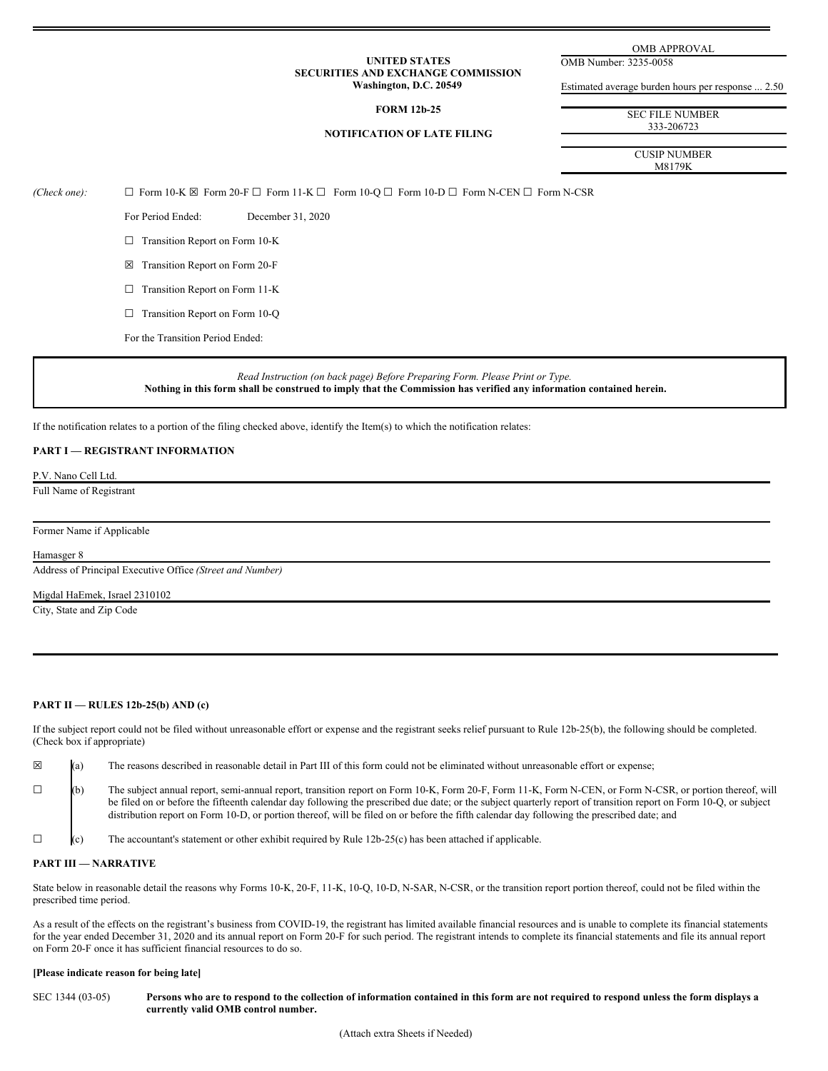OMB APPROVAL

OMB Number: 3235-0058

Estimated average burden hours per response ... 2.50

SEC FILE NUMBER
333-206723

CUSIP NUMBER
M8179K

**UNITED STATES**
**SECURITIES AND EXCHANGE COMMISSION**
**Washington, D.C. 20549**

**FORM 12b-25**

**NOTIFICATION OF LATE FILING**

*(Check one):* ☐ Form 10-K ☒ Form 20-F ☐ Form 11-K ☐ Form 10-Q ☐ Form 10-D ☐ Form N-CEN ☐ Form N-CSR

For Period Ended: December 31, 2020

☐ Transition Report on Form 10-K

☒ Transition Report on Form 20-F

☐ Transition Report on Form 11-K

☐ Transition Report on Form 10-Q

For the Transition Period Ended:

*Read Instruction (on back page) Before Preparing Form. Please Print or Type.*
**Nothing in this form shall be construed to imply that the Commission has verified any information contained herein.**

If the notification relates to a portion of the filing checked above, identify the Item(s) to which the notification relates:

**PART I — REGISTRANT INFORMATION**

P.V. Nano Cell Ltd.
Full Name of Registrant

Former Name if Applicable

Hamasger 8
Address of Principal Executive Office *(Street and Number)*

Migdal HaEmek, Israel 2310102
City, State and Zip Code

**PART II — RULES 12b-25(b) AND (c)**

If the subject report could not be filed without unreasonable effort or expense and the registrant seeks relief pursuant to Rule 12b-25(b), the following should be completed. (Check box if appropriate)

☒ (a) The reasons described in reasonable detail in Part III of this form could not be eliminated without unreasonable effort or expense;

☐ (b) The subject annual report, semi-annual report, transition report on Form 10-K, Form 20-F, Form 11-K, Form N-CEN, or Form N-CSR, or portion thereof, will be filed on or before the fifteenth calendar day following the prescribed due date; or the subject quarterly report of transition report on Form 10-Q, or subject distribution report on Form 10-D, or portion thereof, will be filed on or before the fifth calendar day following the prescribed date; and

☐ (c) The accountant's statement or other exhibit required by Rule 12b-25(c) has been attached if applicable.

**PART III — NARRATIVE**

State below in reasonable detail the reasons why Forms 10-K, 20-F, 11-K, 10-Q, 10-D, N-SAR, N-CSR, or the transition report portion thereof, could not be filed within the prescribed time period.

As a result of the effects on the registrant's business from COVID-19, the registrant has limited available financial resources and is unable to complete its financial statements for the year ended December 31, 2020 and its annual report on Form 20-F for such period. The registrant intends to complete its financial statements and file its annual report on Form 20-F once it has sufficient financial resources to do so.

**[Please indicate reason for being late]**

SEC 1344 (03-05) **Persons who are to respond to the collection of information contained in this form are not required to respond unless the form displays a currently valid OMB control number.**

(Attach extra Sheets if Needed)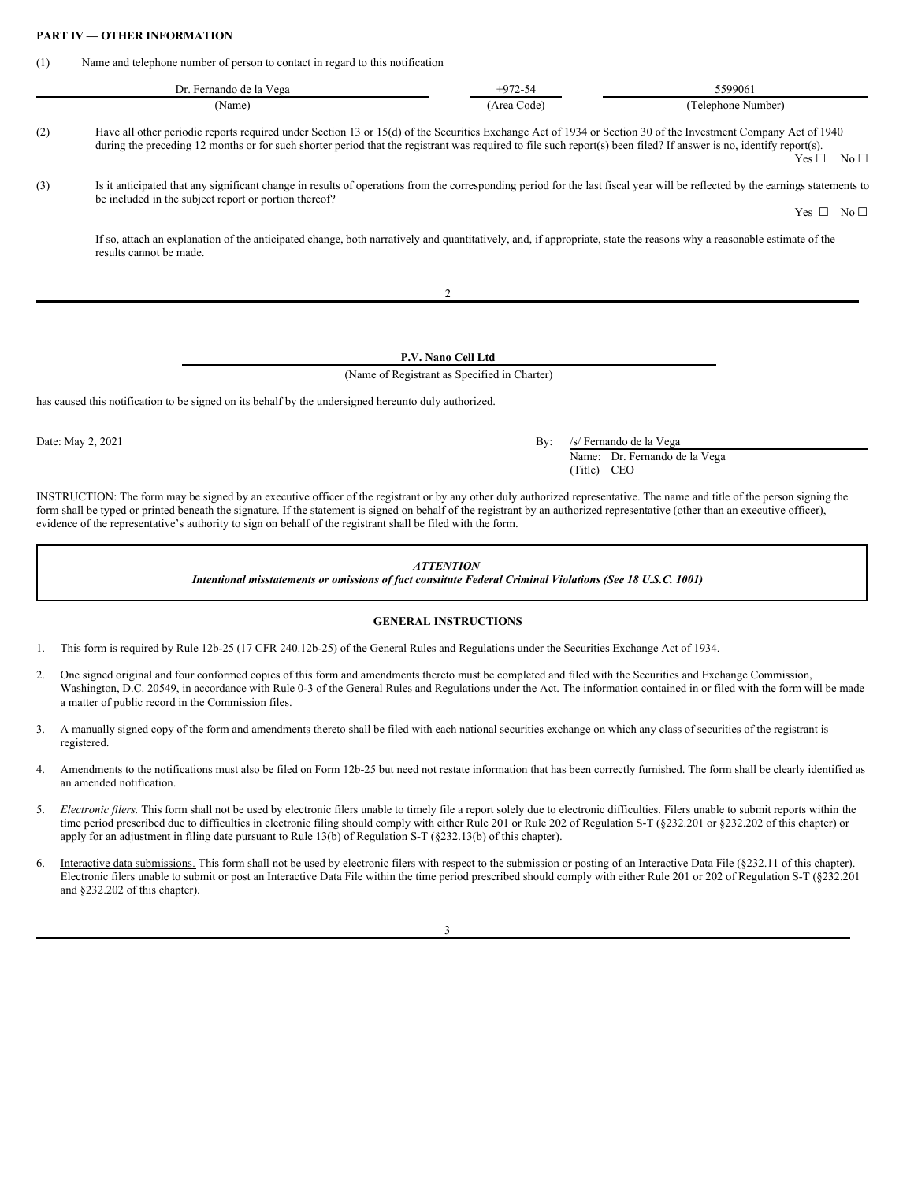**PART IV — OTHER INFORMATION**

(1) Name and telephone number of person to contact in regard to this notification

| Dr. Fernando de la Vega | +972-54 | 5599061 |
|---|---|---|
| (Name) | (Area Code) | (Telephone Number) |

(2) Have all other periodic reports required under Section 13 or 15(d) of the Securities Exchange Act of 1934 or Section 30 of the Investment Company Act of 1940 during the preceding 12 months or for such shorter period that the registrant was required to file such report(s) been filed? If answer is no, identify report(s).

Yes ☐ No ☐

(3) Is it anticipated that any significant change in results of operations from the corresponding period for the last fiscal year will be reflected by the earnings statements to be included in the subject report or portion thereof?

Yes ☐ No ☐

If so, attach an explanation of the anticipated change, both narratively and quantitatively, and, if appropriate, state the reasons why a reasonable estimate of the results cannot be made.

**P.V. Nano Cell Ltd**

(Name of Registrant as Specified in Charter)

has caused this notification to be signed on its behalf by the undersigned hereunto duly authorized.

Date: May 2, 2021

By: /s/ Fernando de la Vega
Name: Dr. Fernando de la Vega
(Title) CEO

INSTRUCTION: The form may be signed by an executive officer of the registrant or by any other duly authorized representative. The name and title of the person signing the form shall be typed or printed beneath the signature. If the statement is signed on behalf of the registrant by an authorized representative (other than an executive officer), evidence of the representative's authority to sign on behalf of the registrant shall be filed with the form.

***ATTENTION***

***Intentional misstatements or omissions of fact constitute Federal Criminal Violations (See 18 U.S.C. 1001)***

**GENERAL INSTRUCTIONS**

1. This form is required by Rule 12b-25 (17 CFR 240.12b-25) of the General Rules and Regulations under the Securities Exchange Act of 1934.

2. One signed original and four conformed copies of this form and amendments thereto must be completed and filed with the Securities and Exchange Commission, Washington, D.C. 20549, in accordance with Rule 0-3 of the General Rules and Regulations under the Act. The information contained in or filed with the form will be made a matter of public record in the Commission files.

3. A manually signed copy of the form and amendments thereto shall be filed with each national securities exchange on which any class of securities of the registrant is registered.

4. Amendments to the notifications must also be filed on Form 12b-25 but need not restate information that has been correctly furnished. The form shall be clearly identified as an amended notification.

5. *Electronic filers.* This form shall not be used by electronic filers unable to timely file a report solely due to electronic difficulties. Filers unable to submit reports within the time period prescribed due to difficulties in electronic filing should comply with either Rule 201 or Rule 202 of Regulation S-T (§232.201 or §232.202 of this chapter) or apply for an adjustment in filing date pursuant to Rule 13(b) of Regulation S-T (§232.13(b) of this chapter).

6. Interactive data submissions. This form shall not be used by electronic filers with respect to the submission or posting of an Interactive Data File (§232.11 of this chapter). Electronic filers unable to submit or post an Interactive Data File within the time period prescribed should comply with either Rule 201 or 202 of Regulation S-T (§232.201 and §232.202 of this chapter).